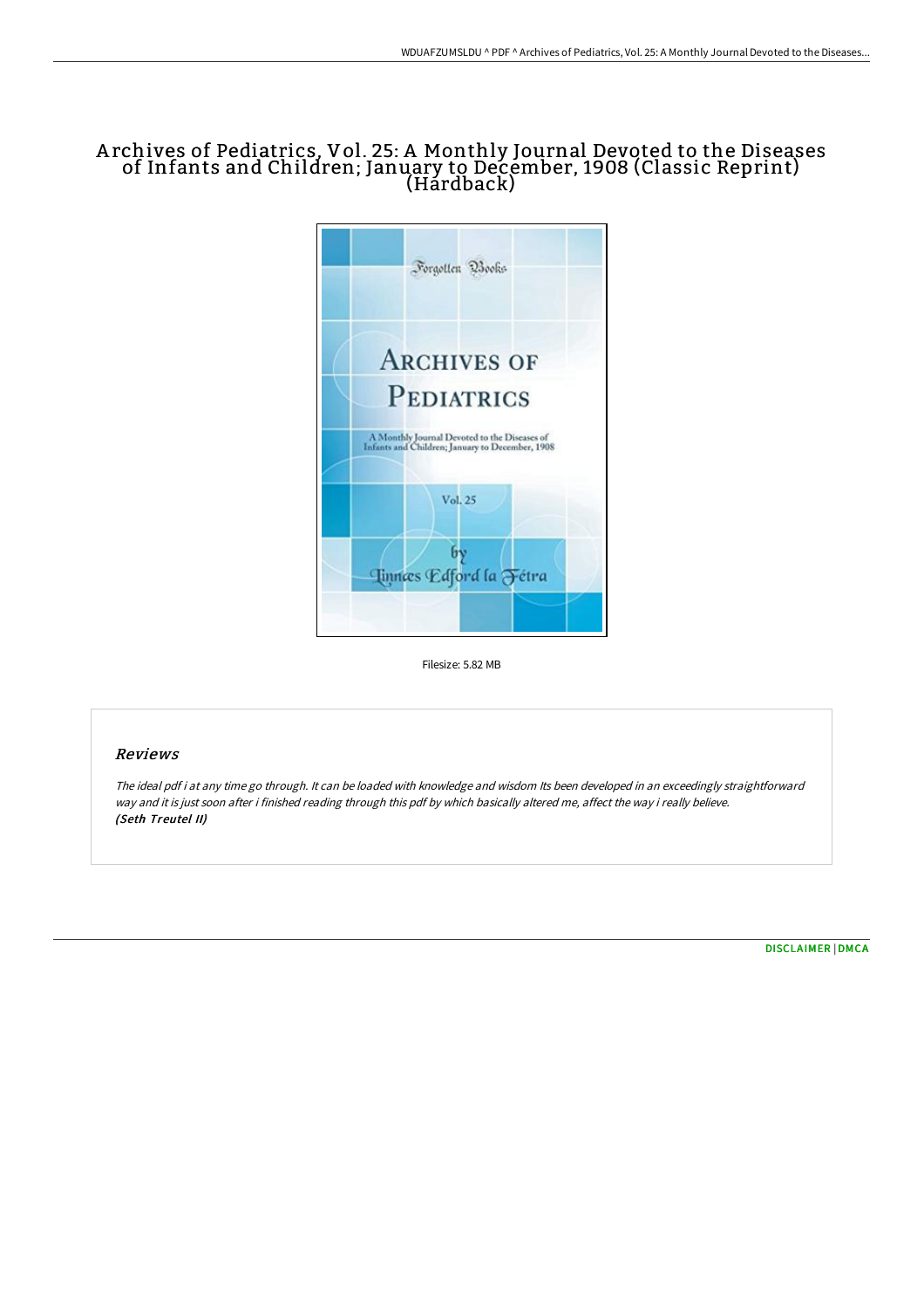# Archives of Pediatrics, Vol. 25: A Monthly Journal Devoted to the Diseases of Infants and Children; January to December, 1908 (Classic Reprint) (Hardback)

Forgotten Books

ARCHIVES OF PEDIATRICS

A Monthly Journal Devoted to the Diseases of Infants and Children; January to December, 1908

Vol. 25

by

Linnæs Edford la Fétra

Filesize: 5.82 MB

## Reviews

*The ideal pdf i at any time go through. It can be loaded with knowledge and wisdom Its been developed in an exceedingly straightforward way and it is just soon after i finished reading through this pdf by which basically altered me, affect the way i really believe.*
***(Seth Treutel II)***

DISCLAIMER | DMCA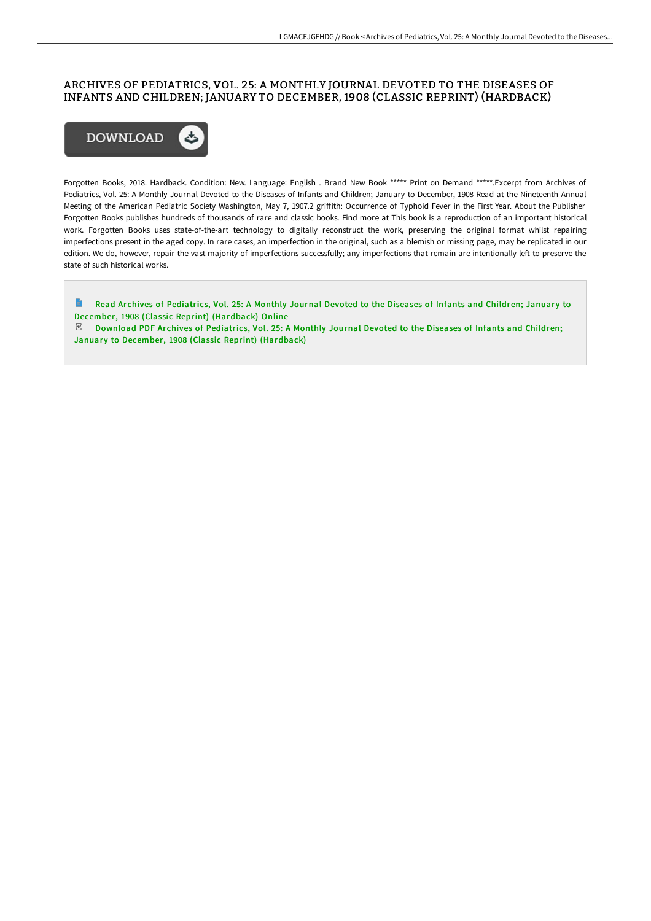# ARCHIVES OF PEDIATRICS, VOL. 25: A MONTHLY JOURNAL DEVOTED TO THE DISEASES OF INFANTS AND CHILDREN; JANUARY TO DECEMBER, 1908 (CLASSIC REPRINT) (HARDBACK)

DOWNLOAD

Forgotten Books, 2018. Hardback. Condition: New. Language: English . Brand New Book ***** Print on Demand *****.Excerpt from Archives of Pediatrics, Vol. 25: A Monthly Journal Devoted to the Diseases of Infants and Children; January to December, 1908 Read at the Nineteenth Annual Meeting of the American Pediatric Society Washington, May 7, 1907.2 griffith: Occurrence of Typhoid Fever in the First Year. About the Publisher Forgotten Books publishes hundreds of thousands of rare and classic books. Find more at This book is a reproduction of an important historical work. Forgotten Books uses state-of-the-art technology to digitally reconstruct the work, preserving the original format whilst repairing imperfections present in the aged copy. In rare cases, an imperfection in the original, such as a blemish or missing page, may be replicated in our edition. We do, however, repair the vast majority of imperfections successfully; any imperfections that remain are intentionally left to preserve the state of such historical works.

Read Archives of Pediatrics, Vol. 25: A Monthly Journal Devoted to the Diseases of Infants and Children; January to December, 1908 (Classic Reprint) (Hardback) Online

Download PDF Archives of Pediatrics, Vol. 25: A Monthly Journal Devoted to the Diseases of Infants and Children; January to December, 1908 (Classic Reprint) (Hardback)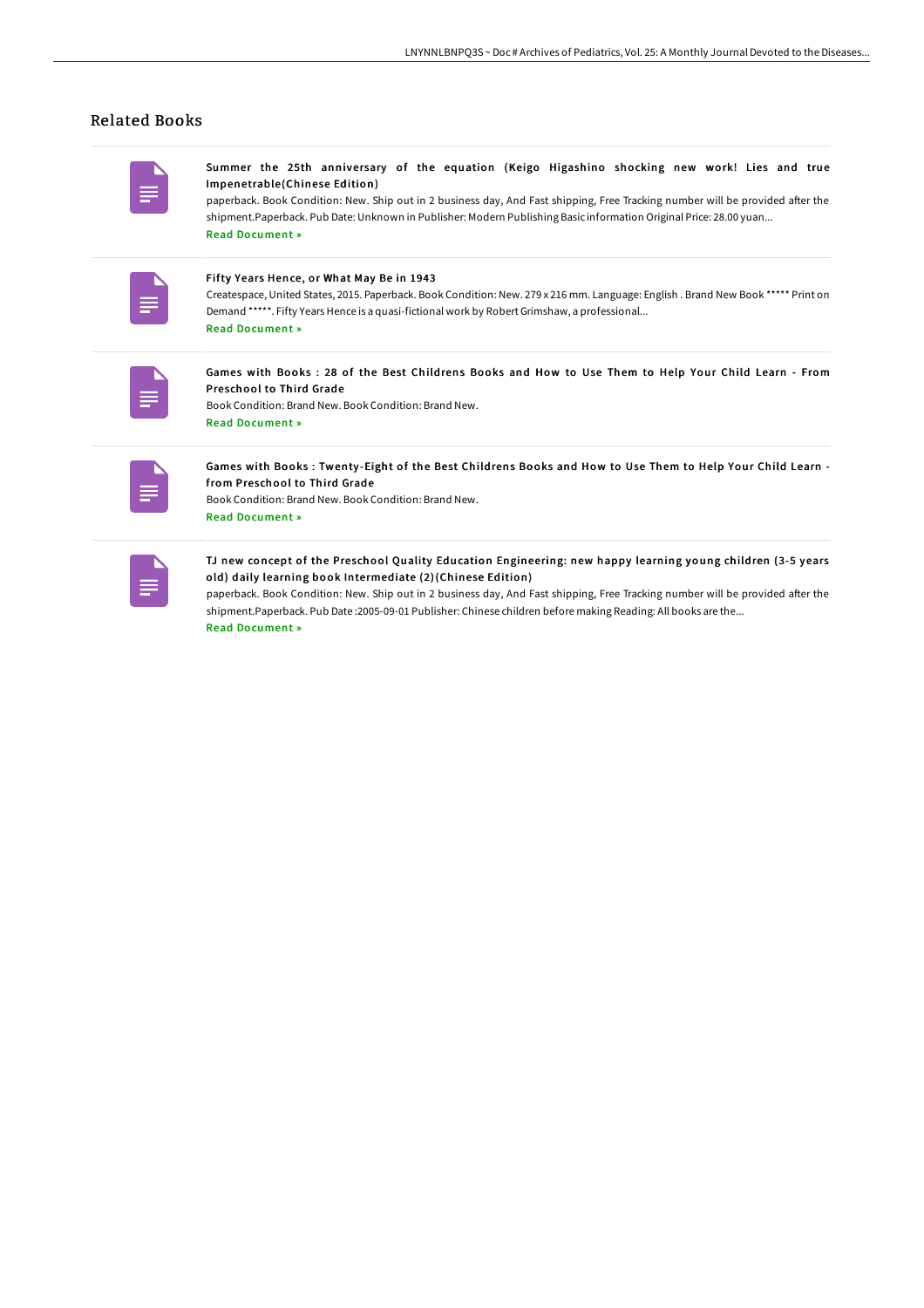## Related Books

**Summer the 25th anniversary of the equation (Keigo Higashino shocking new work! Lies and true Impenetrable(Chinese Edition)**

paperback. Book Condition: New. Ship out in 2 business day, And Fast shipping, Free Tracking number will be provided after the shipment.Paperback. Pub Date: Unknown in Publisher: Modern Publishing Basic information Original Price: 28.00 yuan...

Read Document »

**Fifty Years Hence, or What May Be in 1943**

Createspace, United States, 2015. Paperback. Book Condition: New. 279 x 216 mm. Language: English . Brand New Book ***** Print on Demand *****. Fifty Years Hence is a quasi-fictional work by Robert Grimshaw, a professional...

Read Document »

**Games with Books : 28 of the Best Childrens Books and How to Use Them to Help Your Child Learn - From Preschool to Third Grade**

Book Condition: Brand New. Book Condition: Brand New.

Read Document »

**Games with Books : Twenty-Eight of the Best Childrens Books and How to Use Them to Help Your Child Learn - from Preschool to Third Grade**

Book Condition: Brand New. Book Condition: Brand New.

Read Document »

**TJ new concept of the Preschool Quality Education Engineering: new happy learning young children (3-5 years old) daily learning book Intermediate (2)(Chinese Edition)**

paperback. Book Condition: New. Ship out in 2 business day, And Fast shipping, Free Tracking number will be provided after the shipment.Paperback. Pub Date :2005-09-01 Publisher: Chinese children before making Reading: All books are the...

Read Document »